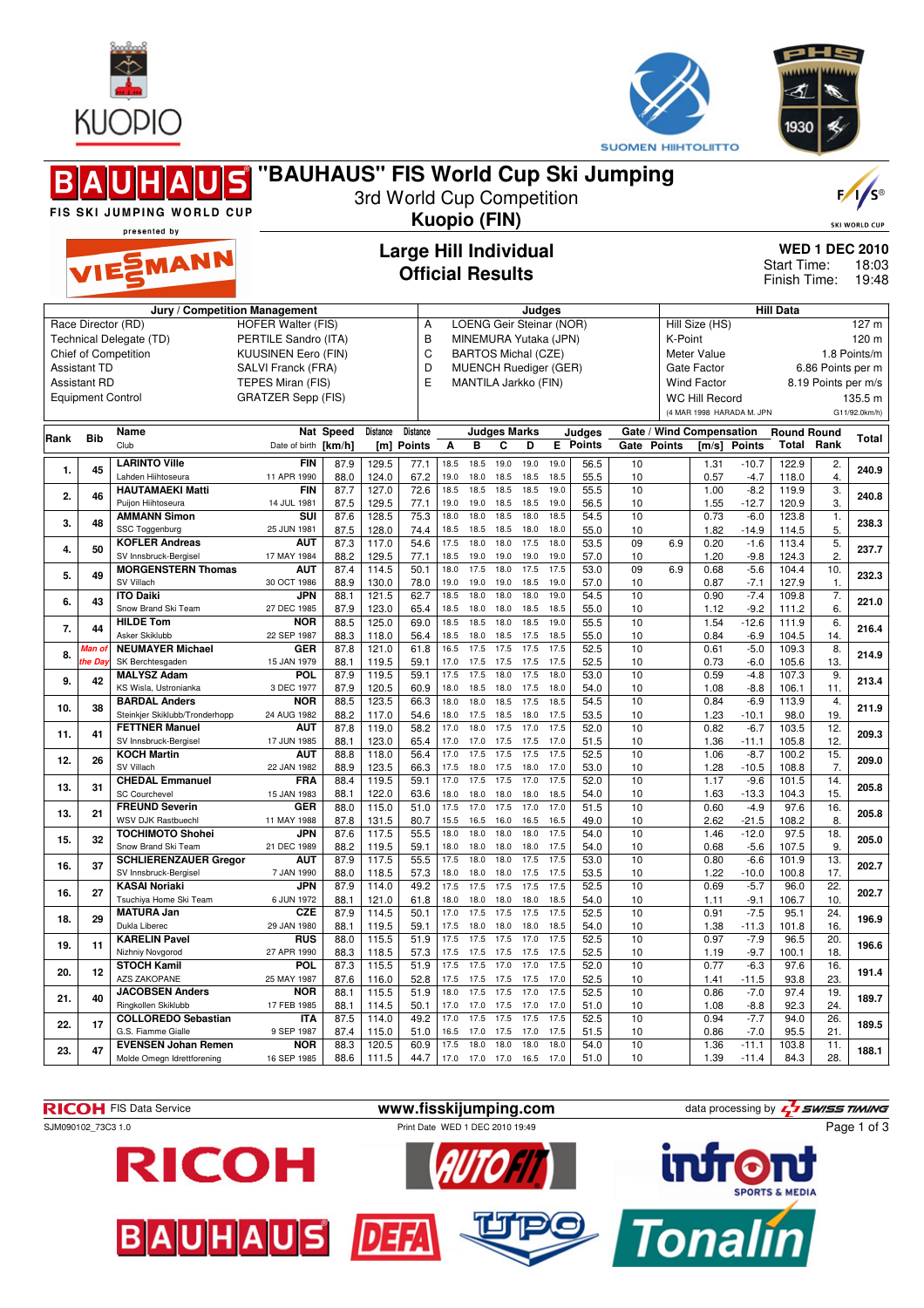# "BAUHAUS" FIS World Cup Ski Jumping

3rd World Cup Competition

**Kuopio (FIN)**

## Large Hill Individual
## Official Results

**WED 1 DEC 2010**
Start Time: 18:03
Finish Time: 19:48

| Jury / Competition Management | | Judges | | Hill Data | |
|---|---|---|---|---|---|
| Race Director (RD) | HOFER Walter (FIS) | A | LOENG Geir Steinar (NOR) | Hill Size (HS) | 127 m |
| Technical Delegate (TD) | PERTILE Sandro (ITA) | B | MINEMURA Yutaka (JPN) | K-Point | 120 m |
| Chief of Competition | KUUSINEN Eero (FIN) | C | BARTOS Michal (CZE) | Meter Value | 1.8 Points/m |
| Assistant TD | SALVI Franck (FRA) | D | MUENCH Ruediger (GER) | Gate Factor | 6.86 Points per m |
| Assistant RD | TEPES Miran (FIS) | E | MANTILA Jarkko (FIN) | Wind Factor | 8.19 Points per m/s |
| Equipment Control | GRATZER Sepp (FIS) | | | WC Hill Record | 135.5 m |
| | | | | (4 MAR 1998 HARADA M. JPN) | G11/92.0km/h) |

| Rank | Bib | Name / Club | Nat / Date of birth | Speed [km/h] | Distance [m] | Distance Points | A | B | C | D | E | Judges Points | Gate | Gate Points | Wind [m/s] | Wind Points | Round Total | Round Rank | Total |
|---|---|---|---|---|---|---|---|---|---|---|---|---|---|---|---|---|---|---|---|
| 1. | 45 | LARINTO Ville | FIN | 87.9 | 129.5 | 77.1 | 18.5 | 18.5 | 19.0 | 19.0 | 19.0 | 56.5 | 10 | | 1.31 | -10.7 | 122.9 | 2. | 240.9 |
| | | Lahden Hiihtoseura | 11 APR 1990 | 88.0 | 124.0 | 67.2 | 19.0 | 18.0 | 18.5 | 18.5 | 18.5 | 55.5 | 10 | | 0.57 | -4.7 | 118.0 | 4. | |
| 2. | 46 | HAUTAMAEKI Matti | FIN | 87.7 | 127.0 | 72.6 | 18.5 | 18.5 | 18.5 | 18.5 | 19.0 | 55.5 | 10 | | 1.00 | -8.2 | 119.9 | 3. | 240.8 |
| | | Puijon Hiihtoseura | 14 JUL 1981 | 87.5 | 129.5 | 77.1 | 19.0 | 19.0 | 18.5 | 18.5 | 19.0 | 56.5 | 10 | | 1.55 | -12.7 | 120.9 | 3. | |
| 3. | 48 | AMMANN Simon | SUI | 87.6 | 128.5 | 75.3 | 18.0 | 18.0 | 18.5 | 18.0 | 18.5 | 54.5 | 10 | | 0.73 | -6.0 | 123.8 | 1. | 238.3 |
| | | SSC Toggenburg | 25 JUN 1981 | 87.5 | 128.0 | 74.4 | 18.5 | 18.5 | 18.5 | 18.0 | 18.0 | 55.0 | 10 | | 1.82 | -14.9 | 114.5 | 5. | |
| 4. | 50 | KOFLER Andreas | AUT | 87.3 | 117.0 | 54.6 | 17.5 | 18.0 | 18.0 | 17.5 | 18.0 | 53.5 | 09 | 6.9 | 0.20 | -1.6 | 113.4 | 5. | 237.7 |
| | | SV Innsbruck-Bergisel | 17 MAY 1984 | 88.2 | 129.5 | 77.1 | 18.5 | 19.0 | 19.0 | 19.0 | 19.0 | 57.0 | 10 | | 1.20 | -9.8 | 124.3 | 2. | |
| 5. | 49 | MORGENSTERN Thomas | AUT | 87.4 | 114.5 | 50.1 | 18.0 | 17.5 | 18.0 | 17.5 | 17.5 | 53.0 | 09 | 6.9 | 0.68 | -5.6 | 104.4 | 10. | 232.3 |
| | | SV Villach | 30 OCT 1986 | 88.9 | 130.0 | 78.0 | 19.0 | 19.0 | 19.0 | 18.5 | 19.0 | 57.0 | 10 | | 0.87 | -7.1 | 127.9 | 1. | |
| 6. | 43 | ITO Daiki | JPN | 88.1 | 121.5 | 62.7 | 18.5 | 18.0 | 18.0 | 18.0 | 19.0 | 54.5 | 10 | | 0.90 | -7.4 | 109.8 | 7. | 221.0 |
| | | Snow Brand Ski Team | 27 DEC 1985 | 87.9 | 123.0 | 65.4 | 18.5 | 18.0 | 18.0 | 18.5 | 18.5 | 55.0 | 10 | | 1.12 | -9.2 | 111.2 | 6. | |
| 7. | 44 | HILDE Tom | NOR | 88.5 | 125.0 | 69.0 | 18.5 | 18.5 | 18.0 | 18.5 | 19.0 | 55.5 | 10 | | 1.54 | -12.6 | 111.9 | 6. | 216.4 |
| | | Asker Skiklubb | 22 SEP 1987 | 88.3 | 118.0 | 56.4 | 18.5 | 18.0 | 18.5 | 17.5 | 18.5 | 55.0 | 10 | | 0.84 | -6.9 | 104.5 | 14. | |
| 8. | Man of the Day | NEUMAYER Michael | GER | 87.8 | 121.0 | 61.8 | 16.5 | 17.5 | 17.5 | 17.5 | 17.5 | 52.5 | 10 | | 0.61 | -5.0 | 109.3 | 8. | 214.9 |
| | | SK Berchtesgaden | 15 JAN 1979 | 88.1 | 119.5 | 59.1 | 17.0 | 17.5 | 17.5 | 17.5 | 17.5 | 52.5 | 10 | | 0.73 | -6.0 | 105.6 | 13. | |
| 9. | 42 | MALYSZ Adam | POL | 87.9 | 119.5 | 59.1 | 17.5 | 17.5 | 18.0 | 17.5 | 18.0 | 53.0 | 10 | | 0.59 | -4.8 | 107.3 | 9. | 213.4 |
| | | KS Wisla, Ustronianka | 3 DEC 1977 | 87.9 | 120.5 | 60.9 | 18.0 | 18.5 | 18.0 | 17.5 | 18.0 | 54.0 | 10 | | 1.08 | -8.8 | 106.1 | 11. | |
| 10. | 38 | BARDAL Anders | NOR | 88.5 | 123.5 | 66.3 | 18.0 | 18.0 | 18.5 | 17.5 | 18.5 | 54.5 | 10 | | 0.84 | -6.9 | 113.9 | 4. | 211.9 |
| | | Steinkjer Skiklubb/Tronderhopp | 24 AUG 1982 | 88.2 | 117.0 | 54.6 | 18.0 | 17.5 | 18.5 | 18.0 | 17.5 | 53.5 | 10 | | 1.23 | -10.1 | 98.0 | 19. | |
| 11. | 41 | FETTNER Manuel | AUT | 87.8 | 119.0 | 58.2 | 17.0 | 18.0 | 17.5 | 17.0 | 17.5 | 52.0 | 10 | | 0.82 | -6.7 | 103.5 | 12. | 209.3 |
| | | SV Innsbruck-Bergisel | 17 JUN 1985 | 88.1 | 123.0 | 65.4 | 17.0 | 17.0 | 17.5 | 17.0 | 17.0 | 51.5 | 10 | | 1.36 | -11.1 | 105.8 | 12. | |
| 12. | 26 | KOCH Martin | AUT | 88.8 | 118.0 | 56.4 | 17.0 | 17.5 | 17.5 | 17.5 | 17.5 | 52.5 | 10 | | 1.06 | -8.7 | 100.2 | 15. | 209.0 |
| | | SV Villach | 22 JAN 1982 | 88.9 | 123.5 | 66.3 | 17.5 | 18.0 | 17.5 | 18.0 | 17.0 | 53.0 | 10 | | 1.28 | -10.5 | 108.8 | 7. | |
| 13. | 31 | CHEDAL Emmanuel | FRA | 88.4 | 119.5 | 59.1 | 17.0 | 17.5 | 17.5 | 17.0 | 17.5 | 52.0 | 10 | | 1.17 | -9.6 | 101.5 | 14. | 205.8 |
| | | SC Courchevel | 15 JAN 1983 | 88.1 | 122.0 | 63.6 | 18.0 | 18.0 | 18.0 | 18.0 | 18.5 | 54.0 | 10 | | 1.63 | -13.3 | 104.3 | 15. | |
| 13. | 21 | FREUND Severin | GER | 88.0 | 115.0 | 51.0 | 17.5 | 17.0 | 17.5 | 17.0 | 17.0 | 51.5 | 10 | | 0.60 | -4.9 | 97.6 | 16. | 205.8 |
| | | WSV DJK Rastbuechl | 11 MAY 1988 | 87.8 | 131.5 | 80.7 | 15.5 | 16.5 | 16.0 | 16.5 | 16.5 | 49.0 | 10 | | 2.62 | -21.5 | 108.2 | 8. | |
| 15. | 32 | TOCHIMOTO Shohei | JPN | 87.6 | 117.5 | 55.5 | 18.0 | 18.0 | 18.0 | 18.0 | 17.5 | 54.0 | 10 | | 1.46 | -12.0 | 97.5 | 18. | 205.0 |
| | | Snow Brand Ski Team | 21 DEC 1989 | 88.2 | 119.5 | 59.1 | 18.0 | 18.0 | 18.0 | 18.0 | 17.5 | 54.0 | 10 | | 0.68 | -5.6 | 107.5 | 9. | |
| 16. | 37 | SCHLIERENZAUER Gregor | AUT | 87.9 | 117.5 | 55.5 | 17.5 | 18.0 | 18.0 | 17.5 | 17.5 | 53.0 | 10 | | 0.80 | -6.6 | 101.9 | 13. | 202.7 |
| | | SV Innsbruck-Bergisel | 7 JAN 1990 | 88.0 | 118.5 | 57.3 | 18.0 | 18.0 | 18.0 | 17.5 | 17.5 | 53.5 | 10 | | 1.22 | -10.0 | 100.8 | 17. | |
| 16. | 27 | KASAI Noriaki | JPN | 87.9 | 114.0 | 49.2 | 17.5 | 17.5 | 17.5 | 17.5 | 17.5 | 52.5 | 10 | | 0.69 | -5.7 | 96.0 | 22. | 202.7 |
| | | Tsuchiya Home Ski Team | 6 JUN 1972 | 88.1 | 121.0 | 61.8 | 18.0 | 18.0 | 18.0 | 18.0 | 18.5 | 54.0 | 10 | | 1.11 | -9.1 | 106.7 | 10. | |
| 18. | 29 | MATURA Jan | CZE | 87.9 | 114.5 | 50.1 | 17.0 | 17.5 | 17.5 | 17.5 | 17.5 | 52.5 | 10 | | 0.91 | -7.5 | 95.1 | 24. | 196.9 |
| | | Dukla Liberec | 29 JAN 1980 | 88.1 | 119.5 | 59.1 | 17.5 | 18.0 | 18.0 | 18.0 | 18.5 | 54.0 | 10 | | 1.38 | -11.3 | 101.8 | 16. | |
| 19. | 11 | KARELIN Pavel | RUS | 88.0 | 115.5 | 51.9 | 17.5 | 17.5 | 17.5 | 17.0 | 17.5 | 52.5 | 10 | | 0.97 | -7.9 | 96.5 | 20. | 196.6 |
| | | Nizhniy Novgorod | 27 APR 1990 | 88.3 | 118.5 | 57.3 | 17.5 | 17.5 | 17.5 | 17.5 | 17.5 | 52.5 | 10 | | 1.19 | -9.7 | 100.1 | 18. | |
| 20. | 12 | STOCH Kamil | POL | 87.3 | 115.5 | 51.9 | 17.5 | 17.5 | 17.0 | 17.0 | 17.5 | 52.0 | 10 | | 0.77 | -6.3 | 97.6 | 16. | 191.4 |
| | | AZS ZAKOPANE | 25 MAY 1987 | 87.6 | 116.0 | 52.8 | 17.5 | 17.5 | 17.5 | 17.5 | 17.0 | 52.5 | 10 | | 1.41 | -11.5 | 93.8 | 23. | |
| 21. | 40 | JACOBSEN Anders | NOR | 88.1 | 115.5 | 51.9 | 18.0 | 17.5 | 17.5 | 17.0 | 17.5 | 52.5 | 10 | | 0.86 | -7.0 | 97.4 | 19. | 189.7 |
| | | Ringkollen Skiklubb | 17 FEB 1985 | 88.1 | 114.5 | 50.1 | 17.0 | 17.0 | 17.5 | 17.0 | 17.0 | 51.0 | 10 | | 1.08 | -8.8 | 92.3 | 24. | |
| 22. | 17 | COLLOREDO Sebastian | ITA | 87.5 | 114.0 | 49.2 | 17.0 | 17.5 | 17.5 | 17.5 | 17.5 | 52.5 | 10 | | 0.94 | -7.7 | 94.0 | 26. | 189.5 |
| | | G.S. Fiamme Gialle | 9 SEP 1987 | 87.4 | 115.0 | 51.0 | 16.5 | 17.0 | 17.5 | 17.0 | 17.5 | 51.5 | 10 | | 0.86 | -7.0 | 95.5 | 21. | |
| 23. | 47 | EVENSEN Johan Remen | NOR | 88.3 | 120.5 | 60.9 | 17.5 | 18.0 | 18.0 | 18.0 | 18.0 | 54.0 | 10 | | 1.36 | -11.1 | 103.8 | 11. | 188.1 |
| | | Molde Omegn Idrettforening | 16 SEP 1985 | 88.6 | 111.5 | 44.7 | 17.0 | 17.0 | 17.0 | 16.5 | 17.0 | 51.0 | 10 | | 1.39 | -11.4 | 84.3 | 28. | |

RICOH FIS Data Service — www.fisskijumping.com — data processing by SWISS TIMING

SJM090102_73C3 1.0 — Print Date WED 1 DEC 2010 19:49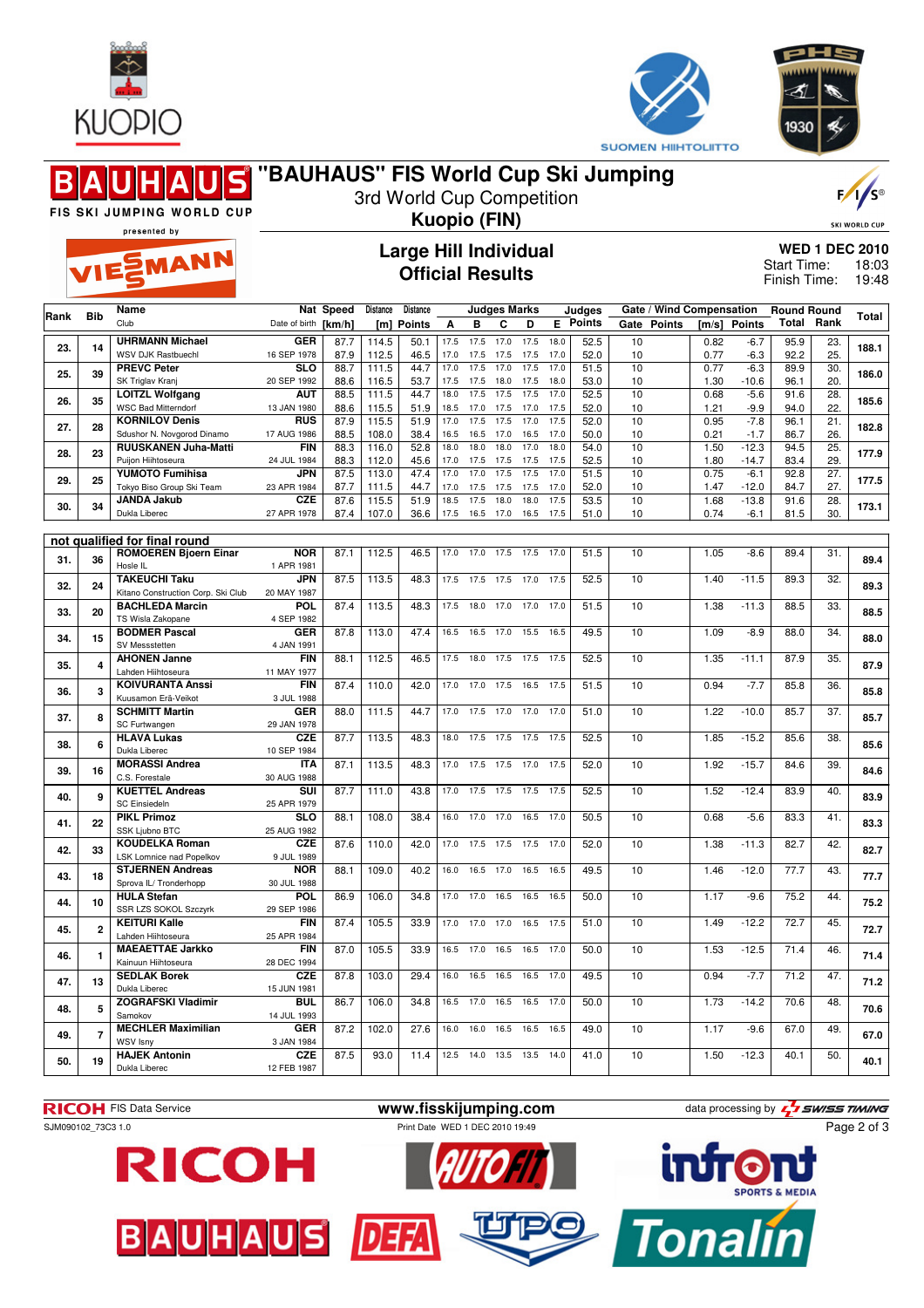# "BAUHAUS" FIS World Cup Ski Jumping

3rd World Cup Competition

**Kuopio (FIN)**

## Large Hill Individual
## Official Results

**WED 1 DEC 2010**
Start Time: 18:03
Finish Time: 19:48

| Rank | Bib | Name / Club | Nat / Date of birth | Speed [km/h] | Distance [m] | Distance Points | A | B | C | D | E | Judges Points | Gate | Gate Points | Wind [m/s] | Wind Points | Round Total | Round Rank | Total |
|---|---|---|---|---|---|---|---|---|---|---|---|---|---|---|---|---|---|---|---|
| 23. | 14 | UHRMANN Michael | GER | 87.7 | 114.5 | 50.1 | 17.5 | 17.5 | 17.0 | 17.5 | 18.0 | 52.5 | 10 | | 0.82 | -6.7 | 95.9 | 23. | 188.1 |
| | | WSV DJK Rastbuechl | 16 SEP 1978 | 87.9 | 112.5 | 46.5 | 17.0 | 17.5 | 17.5 | 17.5 | 17.0 | 52.0 | 10 | | 0.77 | -6.3 | 92.2 | 25. | |
| 25. | 39 | PREVC Peter | SLO | 88.7 | 111.5 | 44.7 | 17.0 | 17.5 | 17.0 | 17.5 | 17.0 | 51.5 | 10 | | 0.77 | -6.3 | 89.9 | 30. | 186.0 |
| | | SK Triglav Kranj | 20 SEP 1992 | 88.6 | 116.5 | 53.7 | 17.5 | 17.5 | 18.0 | 17.5 | 18.0 | 53.0 | 10 | | 1.30 | -10.6 | 96.1 | 20. | |
| 26. | 35 | LOITZL Wolfgang | AUT | 88.5 | 111.5 | 44.7 | 18.0 | 17.5 | 17.5 | 17.5 | 17.0 | 52.5 | 10 | | 0.68 | -5.6 | 91.6 | 28. | 185.6 |
| | | WSC Bad Mitterndorf | 13 JAN 1980 | 88.6 | 115.5 | 51.9 | 18.5 | 17.0 | 17.5 | 17.0 | 17.5 | 52.0 | 10 | | 1.21 | -9.9 | 94.0 | 22. | |
| 27. | 28 | KORNILOV Denis | RUS | 87.9 | 115.5 | 51.9 | 17.0 | 17.5 | 17.5 | 17.0 | 17.5 | 52.0 | 10 | | 0.95 | -7.8 | 96.1 | 21. | 182.8 |
| | | Sdushor N. Novgorod Dinamo | 17 AUG 1986 | 88.5 | 108.0 | 38.4 | 16.5 | 16.5 | 17.0 | 16.5 | 17.0 | 50.0 | 10 | | 0.21 | -1.7 | 86.7 | 26. | |
| 28. | 23 | RUUSKANEN Juha-Matti | FIN | 88.3 | 116.0 | 52.8 | 18.0 | 18.0 | 18.0 | 17.0 | 18.0 | 54.0 | 10 | | 1.50 | -12.3 | 94.5 | 25. | 177.9 |
| | | Puijon Hiihtoseura | 24 JUL 1984 | 88.3 | 112.0 | 45.6 | 17.0 | 17.5 | 17.5 | 17.5 | 17.5 | 52.5 | 10 | | 1.80 | -14.7 | 83.4 | 29. | |
| 29. | 25 | YUMOTO Fumihisa | JPN | 87.5 | 113.0 | 47.4 | 17.0 | 17.5 | 17.5 | 17.5 | 17.0 | 51.5 | 10 | | 0.75 | -6.1 | 92.8 | 27. | 177.5 |
| | | Tokyo Biso Group Ski Team | 23 APR 1984 | 87.7 | 111.5 | 44.7 | 17.0 | 17.5 | 17.5 | 17.5 | 17.0 | 52.0 | 10 | | 1.47 | -12.0 | 84.7 | 27. | |
| 30. | 34 | JANDA Jakub | CZE | 87.6 | 115.5 | 51.9 | 18.5 | 17.5 | 18.0 | 18.0 | 17.5 | 53.5 | 10 | | 1.68 | -13.8 | 91.6 | 28. | 173.1 |
| | | Dukla Liberec | 27 APR 1978 | 87.4 | 107.0 | 36.6 | 17.5 | 16.5 | 17.0 | 16.5 | 17.5 | 51.0 | 10 | | 0.74 | -6.1 | 81.5 | 30. | |

**not qualified for final round**

| Rank | Bib | Name / Club | Nat / Date of birth | Speed [km/h] | Distance [m] | Distance Points | A | B | C | D | E | Judges Points | Gate | Gate Points | Wind [m/s] | Wind Points | Round Total | Round Rank | Total |
|---|---|---|---|---|---|---|---|---|---|---|---|---|---|---|---|---|---|---|---|
| 31. | 36 | ROMOEREN Bjoern Einar / Hosle IL | NOR / 1 APR 1981 | 87.1 | 112.5 | 46.5 | 17.0 | 17.0 | 17.5 | 17.5 | 17.0 | 51.5 | 10 | | 1.05 | -8.6 | 89.4 | 31. | 89.4 |
| 32. | 24 | TAKEUCHI Taku / Kitano Construction Corp. Ski Club | JPN / 20 MAY 1987 | 87.5 | 113.5 | 48.3 | 17.5 | 17.5 | 17.5 | 17.0 | 17.5 | 52.5 | 10 | | 1.40 | -11.5 | 89.3 | 32. | 89.3 |
| 33. | 20 | BACHLEDA Marcin / TS Wisla Zakopane | POL / 4 SEP 1982 | 87.4 | 113.5 | 48.3 | 17.5 | 18.0 | 17.0 | 17.0 | 17.0 | 51.5 | 10 | | 1.38 | -11.3 | 88.5 | 33. | 88.5 |
| 34. | 15 | BODMER Pascal / SV Messstetten | GER / 4 JAN 1991 | 87.8 | 113.0 | 47.4 | 16.5 | 16.5 | 17.0 | 15.5 | 16.5 | 49.5 | 10 | | 1.09 | -8.9 | 88.0 | 34. | 88.0 |
| 35. | 4 | AHONEN Janne / Lahden Hiihtoseura | FIN / 11 MAY 1977 | 88.1 | 112.5 | 46.5 | 17.5 | 18.0 | 17.5 | 17.5 | 17.5 | 52.5 | 10 | | 1.35 | -11.1 | 87.9 | 35. | 87.9 |
| 36. | 3 | KOIVURANTA Anssi / Kuusamon Erä-Veikot | FIN / 3 JUL 1988 | 87.4 | 110.0 | 42.0 | 17.0 | 17.0 | 17.5 | 16.5 | 17.5 | 51.5 | 10 | | 0.94 | -7.7 | 85.8 | 36. | 85.8 |
| 37. | 8 | SCHMITT Martin / SC Furtwangen | GER / 29 JAN 1978 | 88.0 | 111.5 | 44.7 | 17.0 | 17.5 | 17.0 | 17.0 | 17.0 | 51.0 | 10 | | 1.22 | -10.0 | 85.7 | 37. | 85.7 |
| 38. | 6 | HLAVA Lukas / Dukla Liberec | CZE / 10 SEP 1984 | 87.7 | 113.5 | 48.3 | 18.0 | 17.5 | 17.5 | 17.5 | 17.5 | 52.5 | 10 | | 1.85 | -15.2 | 85.6 | 38. | 85.6 |
| 39. | 16 | MORASSI Andrea / C.S. Forestale | ITA / 30 AUG 1988 | 87.1 | 113.5 | 48.3 | 17.0 | 17.5 | 17.5 | 17.0 | 17.5 | 52.0 | 10 | | 1.92 | -15.7 | 84.6 | 39. | 84.6 |
| 40. | 9 | KUETTEL Andreas / SC Einsiedeln | SUI / 25 APR 1979 | 87.7 | 111.0 | 43.8 | 17.0 | 17.5 | 17.5 | 17.5 | 17.5 | 52.5 | 10 | | 1.52 | -12.4 | 83.9 | 40. | 83.9 |
| 41. | 22 | PIKL Primoz / SSK Ljubno BTC | SLO / 25 AUG 1982 | 88.1 | 108.0 | 38.4 | 16.0 | 17.0 | 17.0 | 16.5 | 17.0 | 50.5 | 10 | | 0.68 | -5.6 | 83.3 | 41. | 83.3 |
| 42. | 33 | KOUDELKA Roman / LSK Lomnice nad Popelkov | CZE / 9 JUL 1989 | 87.6 | 110.0 | 42.0 | 17.0 | 17.5 | 17.5 | 17.5 | 17.0 | 52.0 | 10 | | 1.38 | -11.3 | 82.7 | 42. | 82.7 |
| 43. | 18 | STJERNEN Andreas / Sprova IL/ Tronderhopp | NOR / 30 JUL 1988 | 88.1 | 109.0 | 40.2 | 16.0 | 16.5 | 17.0 | 16.5 | 16.5 | 49.5 | 10 | | 1.46 | -12.0 | 77.7 | 43. | 77.7 |
| 44. | 10 | HULA Stefan / SSR LZS SOKOL Szczyrk | POL / 29 SEP 1986 | 86.9 | 106.0 | 34.8 | 17.0 | 17.0 | 16.5 | 16.5 | 16.5 | 50.0 | 10 | | 1.17 | -9.6 | 75.2 | 44. | 75.2 |
| 45. | 2 | KEITURI Kalle / Lahden Hiihtoseura | FIN / 25 APR 1984 | 87.4 | 105.5 | 33.9 | 17.0 | 17.0 | 17.0 | 16.5 | 17.5 | 51.0 | 10 | | 1.49 | -12.2 | 72.7 | 45. | 72.7 |
| 46. | 1 | MAEAETTAE Jarkko / Kainuun Hiihtoseura | FIN / 28 DEC 1994 | 87.0 | 105.5 | 33.9 | 16.5 | 17.0 | 16.5 | 16.5 | 17.0 | 50.0 | 10 | | 1.53 | -12.5 | 71.4 | 46. | 71.4 |
| 47. | 13 | SEDLAK Borek / Dukla Liberec | CZE / 15 JUN 1981 | 87.8 | 103.0 | 29.4 | 16.0 | 16.5 | 16.5 | 16.5 | 17.0 | 49.5 | 10 | | 0.94 | -7.7 | 71.2 | 47. | 71.2 |
| 48. | 5 | ZOGRAFSKI Vladimir / Samokov | BUL / 14 JUL 1993 | 86.7 | 106.0 | 34.8 | 16.5 | 17.0 | 16.5 | 16.5 | 17.0 | 50.0 | 10 | | 1.73 | -14.2 | 70.6 | 48. | 70.6 |
| 49. | 7 | MECHLER Maximilian / WSV Isny | GER / 3 JAN 1984 | 87.2 | 102.0 | 27.6 | 16.0 | 16.0 | 16.5 | 16.5 | 16.5 | 49.0 | 10 | | 1.17 | -9.6 | 67.0 | 49. | 67.0 |
| 50. | 19 | HAJEK Antonin / Dukla Liberec | CZE / 12 FEB 1987 | 87.5 | 93.0 | 11.4 | 12.5 | 14.0 | 13.5 | 13.5 | 14.0 | 41.0 | 10 | | 1.50 | -12.3 | 40.1 | 50. | 40.1 |

RICOH FIS Data Service — www.fisskijumping.com — data processing by SWISS TIMING

SJM090102_73C3 1.0 — Print Date WED 1 DEC 2010 19:49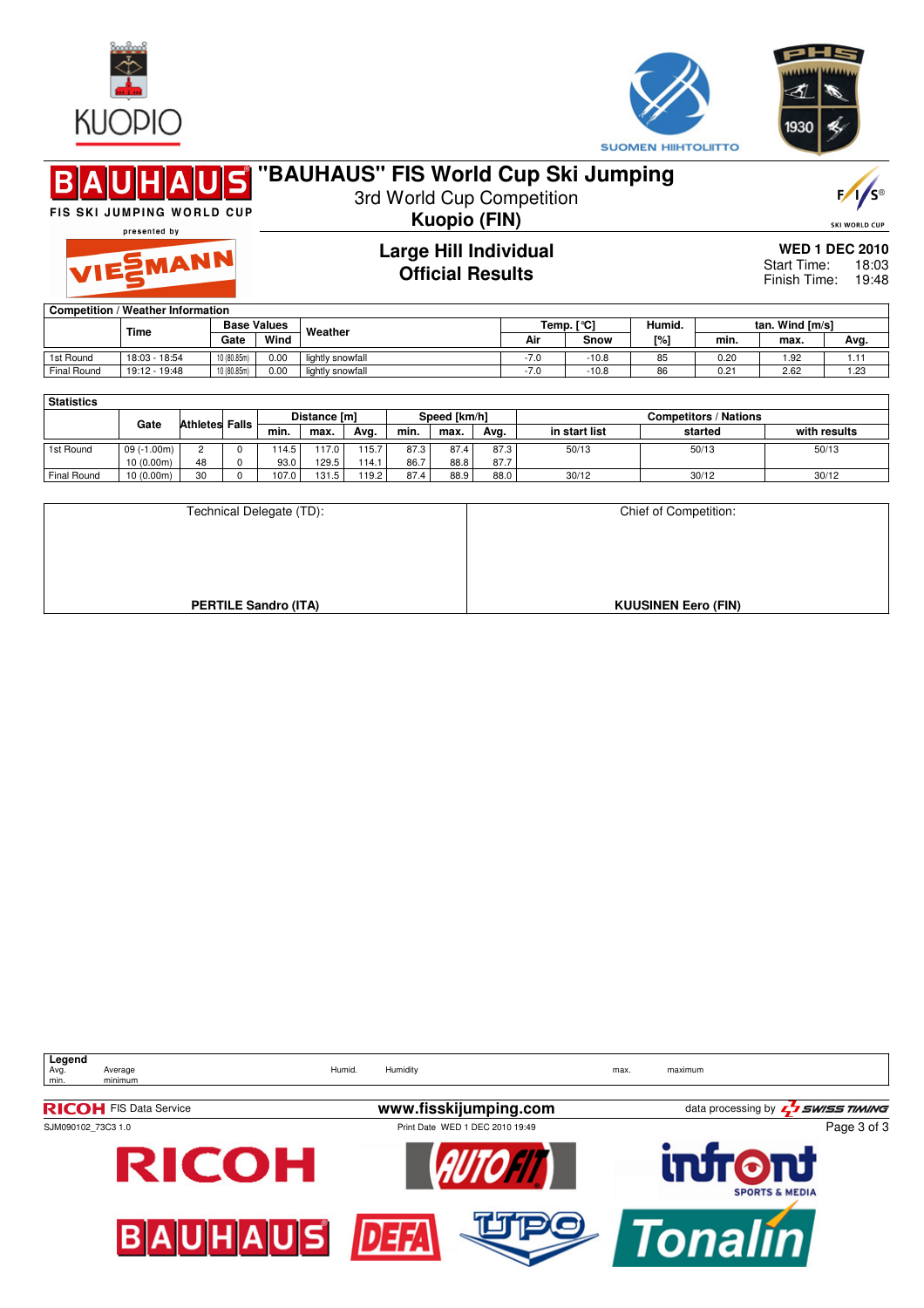# "BAUHAUS" FIS World Cup Ski Jumping

3rd World Cup Competition

**Kuopio (FIN)**

## Large Hill Individual
## Official Results

**WED 1 DEC 2010**
Start Time: 18:03
Finish Time: 19:48

**Competition / Weather Information**

| | Time | Base Values | | Weather | Temp. [°C] | | Humid. | tan. Wind [m/s] | | |
|---|---|---|---|---|---|---|---|---|---|---|
| | | Gate | Wind | | Air | Snow | [%] | min. | max. | Avg. |
| 1st Round | 18:03 - 18:54 | 10 (80.85m) | 0.00 | lightly snowfall | -7.0 | -10.8 | 85 | 0.20 | 1.92 | 1.11 |
| Final Round | 19:12 - 19:48 | 10 (80.85m) | 0.00 | lightly snowfall | -7.0 | -10.8 | 86 | 0.21 | 2.62 | 1.23 |

**Statistics**

| | Gate | Athletes | Falls | Distance [m] | | | Speed [km/h] | | | Competitors / Nations | | |
|---|---|---|---|---|---|---|---|---|---|---|---|---|
| | | | | min. | max. | Avg. | min. | max. | Avg. | in start list | started | with results |
| 1st Round | 09 (-1.00m) | 2 | 0 | 114.5 | 117.0 | 115.7 | 87.3 | 87.4 | 87.3 | 50/13 | 50/13 | 50/13 |
| | 10 (0.00m) | 48 | 0 | 93.0 | 129.5 | 114.1 | 86.7 | 88.8 | 87.7 | | | |
| Final Round | 10 (0.00m) | 30 | 0 | 107.0 | 131.5 | 119.2 | 87.4 | 88.9 | 88.0 | 30/12 | 30/12 | 30/12 |

| Technical Delegate (TD): | Chief of Competition: |
|---|---|
| **PERTILE Sandro (ITA)** | **KUUSINEN Eero (FIN)** |

**Legend**

| | | | | | |
|---|---|---|---|---|---|
| Avg. | Average | Humid. | Humidity | max. | maximum |
| min. | minimum | | | | |